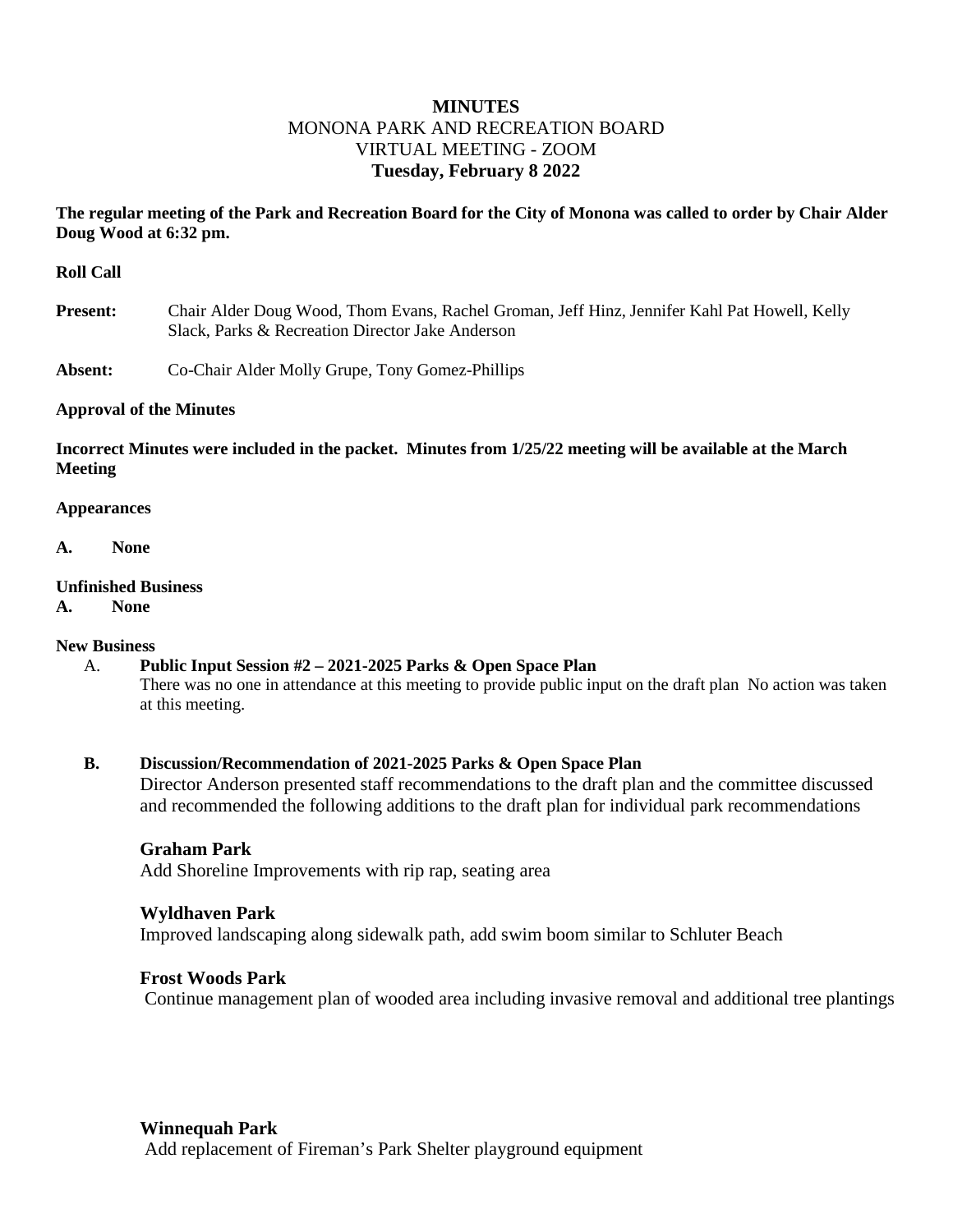**MINUTES**

MONONA PARK AND RECREATION BOARD

VIRTUAL MEETING - ZOOM

**Tuesday, February 8 2022**

**The regular meeting of the Park and Recreation Board for the City of Monona was called to order by Chair Alder Doug Wood at 6:32 pm.**

**Roll Call**

**Present:** Chair Alder Doug Wood, Thom Evans, Rachel Groman, Jeff Hinz, Jennifer Kahl Pat Howell, Kelly Slack, Parks & Recreation Director Jake Anderson

**Absent:** Co-Chair Alder Molly Grupe, Tony Gomez-Phillips

**Approval of the Minutes**

**Incorrect Minutes were included in the packet. Minutes from 1/25/22 meeting will be available at the March Meeting**

**Appearances**

**A. None**

**Unfinished Business**

**A. None**

**New Business**

A. **Public Input Session #2 – 2021-2025 Parks & Open Space Plan**

There was no one in attendance at this meeting to provide public input on the draft plan No action was taken at this meeting.

**B. Discussion/Recommendation of 2021-2025 Parks & Open Space Plan**

Director Anderson presented staff recommendations to the draft plan and the committee discussed and recommended the following additions to the draft plan for individual park recommendations

**Graham Park**

Add Shoreline Improvements with rip rap, seating area

**Wyldhaven Park**

Improved landscaping along sidewalk path, add swim boom similar to Schluter Beach

**Frost Woods Park**

Continue management plan of wooded area including invasive removal and additional tree plantings

**Winnequah Park**

Add replacement of Fireman's Park Shelter playground equipment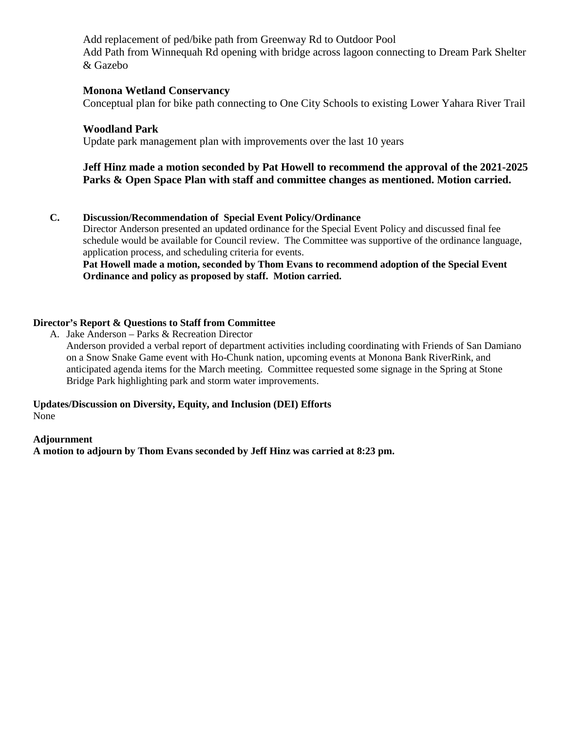Add replacement of ped/bike path from Greenway Rd to Outdoor Pool
Add Path from Winnequah Rd opening with bridge across lagoon connecting to Dream Park Shelter & Gazebo

**Monona Wetland Conservancy**
Conceptual plan for bike path connecting to One City Schools to existing Lower Yahara River Trail

**Woodland Park**
Update park management plan with improvements over the last 10 years

**Jeff Hinz made a motion seconded by Pat Howell to recommend the approval of the 2021-2025 Parks & Open Space Plan with staff and committee changes as mentioned. Motion carried.**

**C. Discussion/Recommendation of Special Event Policy/Ordinance**
Director Anderson presented an updated ordinance for the Special Event Policy and discussed final fee schedule would be available for Council review. The Committee was supportive of the ordinance language, application process, and scheduling criteria for events.
**Pat Howell made a motion, seconded by Thom Evans to recommend adoption of the Special Event Ordinance and policy as proposed by staff. Motion carried.**

**Director's Report & Questions to Staff from Committee**

A. Jake Anderson – Parks & Recreation Director
Anderson provided a verbal report of department activities including coordinating with Friends of San Damiano on a Snow Snake Game event with Ho-Chunk nation, upcoming events at Monona Bank RiverRink, and anticipated agenda items for the March meeting. Committee requested some signage in the Spring at Stone Bridge Park highlighting park and storm water improvements.

**Updates/Discussion on Diversity, Equity, and Inclusion (DEI) Efforts**
None

**Adjournment**
**A motion to adjourn by Thom Evans seconded by Jeff Hinz was carried at 8:23 pm.**